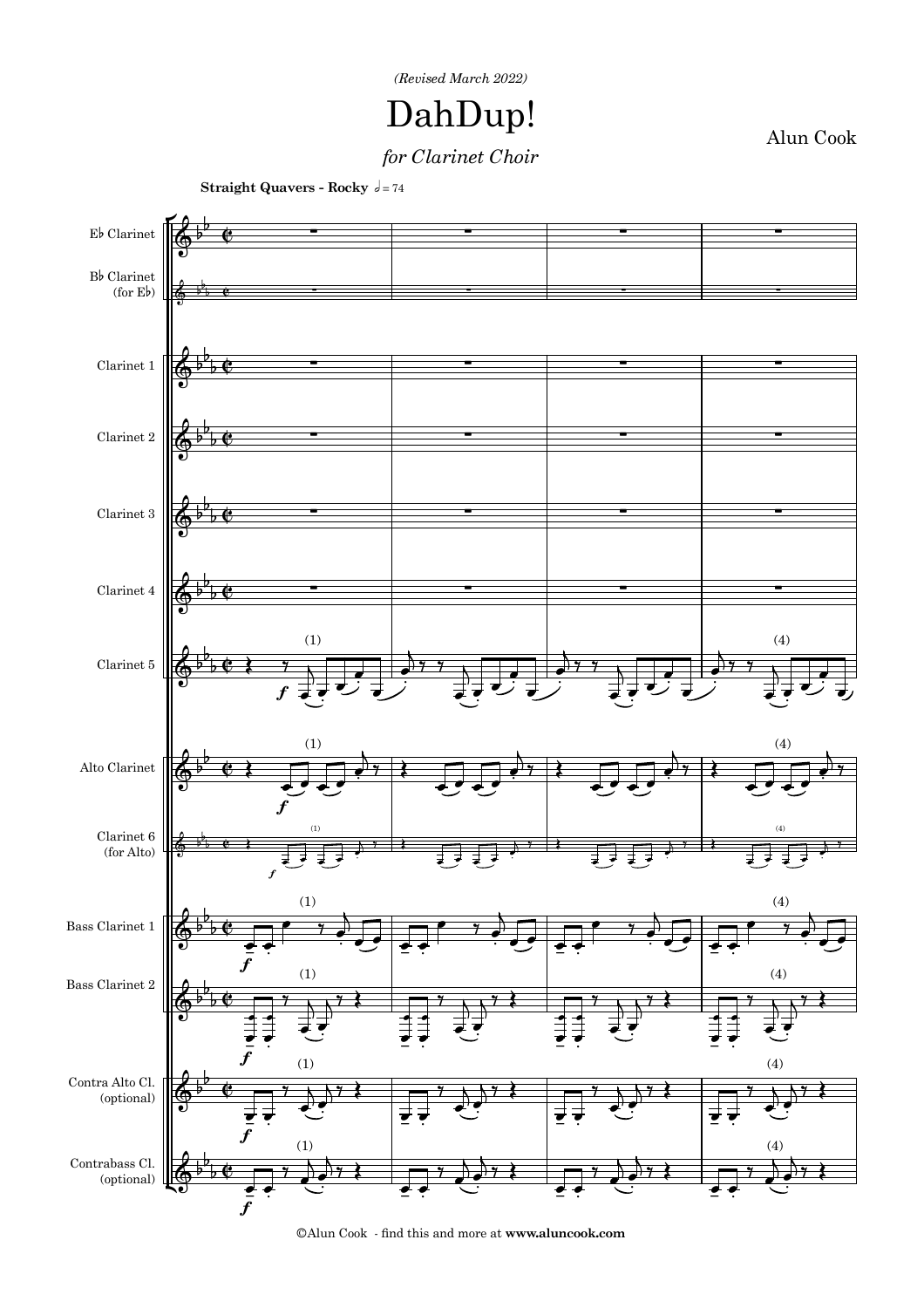*(Revised March 2022)*

# DahDup!

*for Clarinet Choir*

Alun Cook

**Straight Quavers - Rocky** ♩= 74

Eb Clarinet

Bb Clarinet (for Eb)

Clarinet 1

Clarinet 2

Clarinet 3

Clarinet 4

Clarinet 5

Alto Clarinet

Clarinet 6 (for Alto)

Bass Clarinet 1

Bass Clarinet 2

Contra Alto Cl. (optional)

Contrabass Cl. (optional)

©Alun Cook - find this and more at **www.aluncook.com**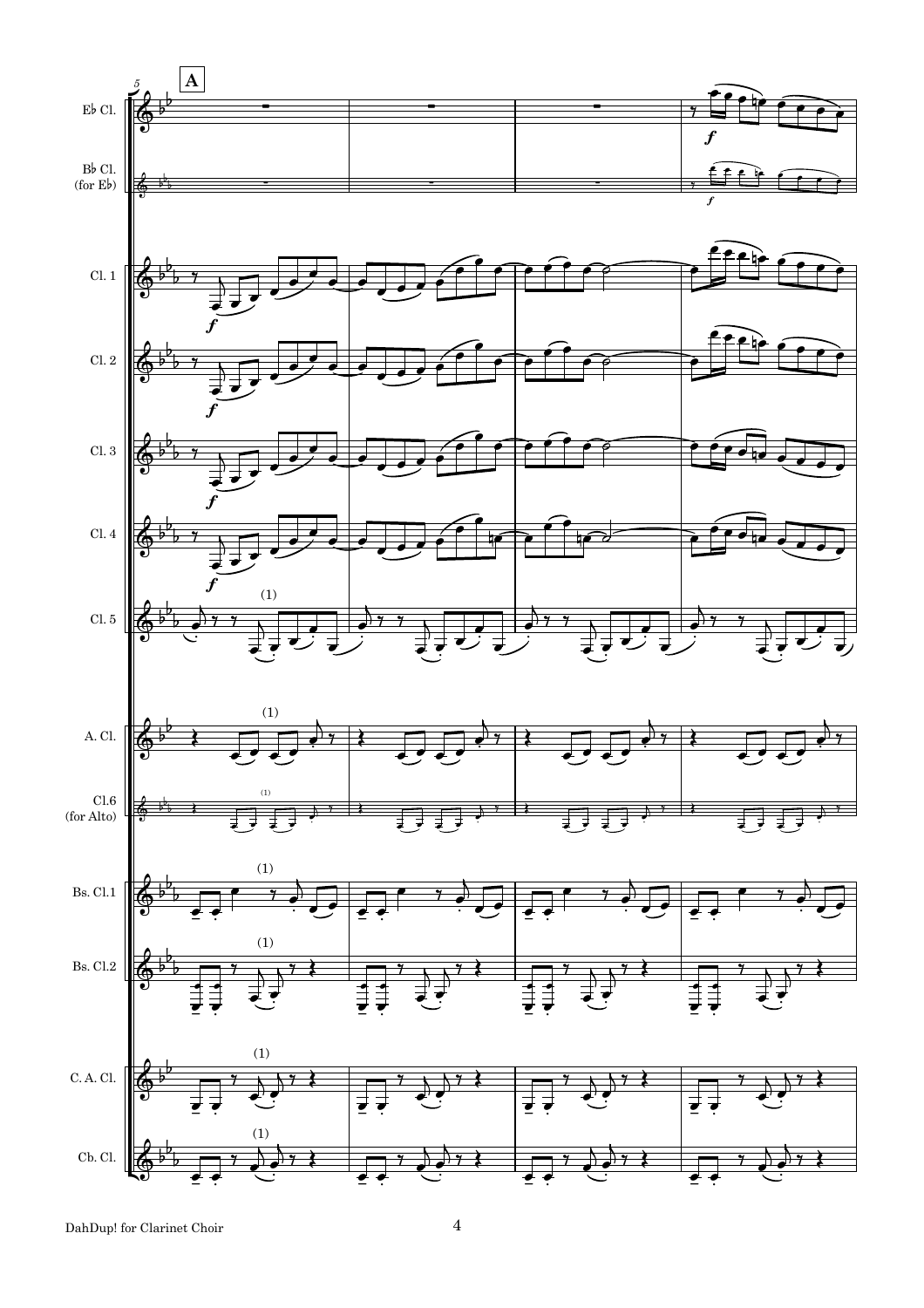**A**

Eb Cl.

Bb Cl. (for Eb)

Cl. 1

Cl. 2

Cl. 3

Cl. 4

Cl. 5

A. Cl.

Cl.6 (for Alto)

Bs. Cl.1

Bs. Cl.2

C. A. Cl.

Cb. Cl.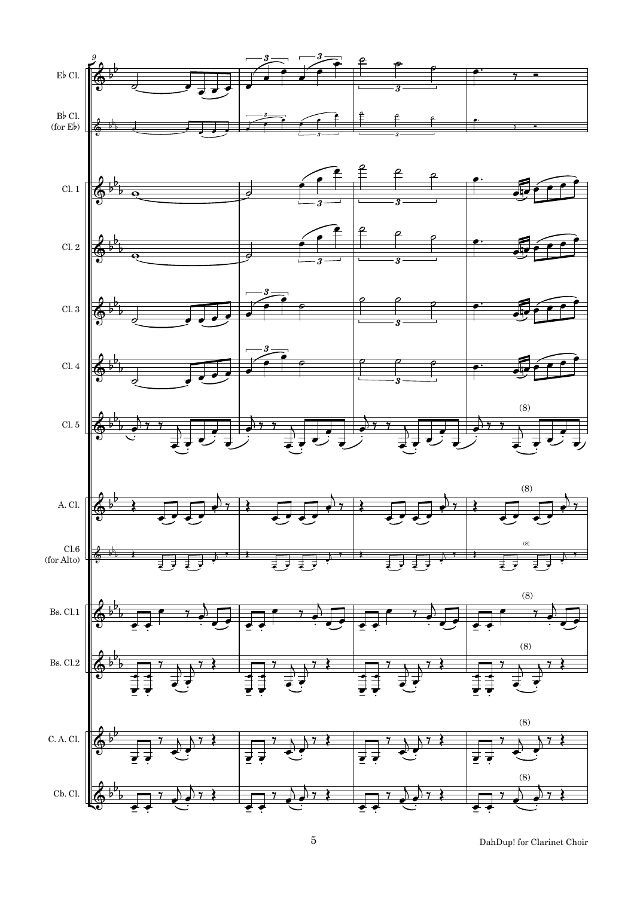Eb Cl.

Bb Cl. (for Eb)

Cl. 1

Cl. 2

Cl. 3

Cl. 4

Cl. 5

A. Cl.

Cl.6 (for Alto)

Bs. Cl.1

Bs. Cl.2

C. A. Cl.

Cb. Cl.